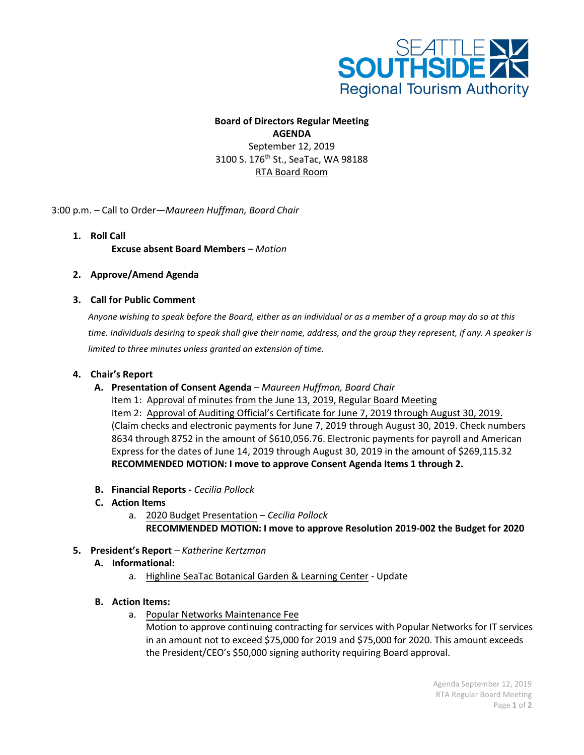SEATTLE SOUTHSIDE Regional Tourism Authority

**Board of Directors Regular Meeting**
**AGENDA**
September 12, 2019
3100 S. 176th St., SeaTac, WA 98188
RTA Board Room

3:00 p.m. – Call to Order—*Maureen Huffman, Board Chair*

1. **Roll Call**
   **Excuse absent Board Members** – *Motion*

2. **Approve/Amend Agenda**

3. **Call for Public Comment**

   *Anyone wishing to speak before the Board, either as an individual or as a member of a group may do so at this time. Individuals desiring to speak shall give their name, address, and the group they represent, if any. A speaker is limited to three minutes unless granted an extension of time.*

4. **Chair's Report**
   - **A. Presentation of Consent Agenda** – *Maureen Huffman, Board Chair*
     Item 1: Approval of minutes from the June 13, 2019, Regular Board Meeting
     Item 2: Approval of Auditing Official's Certificate for June 7, 2019 through August 30, 2019.
     (Claim checks and electronic payments for June 7, 2019 through August 30, 2019. Check numbers 8634 through 8752 in the amount of $610,056.76. Electronic payments for payroll and American Express for the dates of June 14, 2019 through August 30, 2019 in the amount of $269,115.32
     **RECOMMENDED MOTION: I move to approve Consent Agenda Items 1 through 2.**
   - **B. Financial Reports -** *Cecilia Pollock*
   - **C. Action Items**
     - a. 2020 Budget Presentation – *Cecilia Pollock*
       **RECOMMENDED MOTION: I move to approve Resolution 2019-002 the Budget for 2020**

5. **President's Report** – *Katherine Kertzman*
   - **A. Informational:**
     - a. Highline SeaTac Botanical Garden & Learning Center - Update
   - **B. Action Items:**
     - a. Popular Networks Maintenance Fee
       Motion to approve continuing contracting for services with Popular Networks for IT services in an amount not to exceed $75,000 for 2019 and $75,000 for 2020. This amount exceeds the President/CEO's $50,000 signing authority requiring Board approval.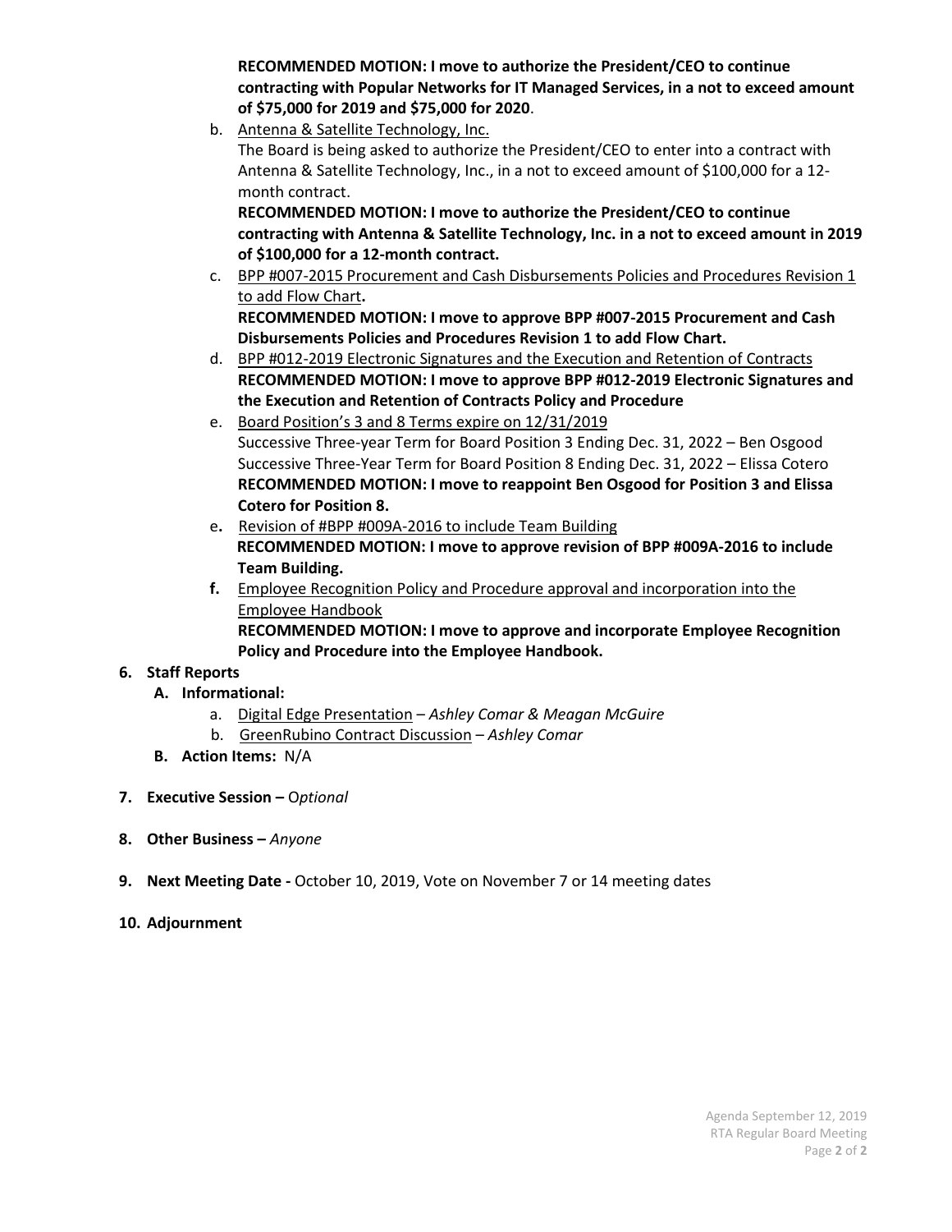**RECOMMENDED MOTION: I move to authorize the President/CEO to continue contracting with Popular Networks for IT Managed Services, in a not to exceed amount of $75,000 for 2019 and $75,000 for 2020**.

b. Antenna & Satellite Technology, Inc.
   The Board is being asked to authorize the President/CEO to enter into a contract with Antenna & Satellite Technology, Inc., in a not to exceed amount of $100,000 for a 12-month contract.
   **RECOMMENDED MOTION: I move to authorize the President/CEO to continue contracting with Antenna & Satellite Technology, Inc. in a not to exceed amount in 2019 of $100,000 for a 12-month contract.**

c. BPP #007-2015 Procurement and Cash Disbursements Policies and Procedures Revision 1 to add Flow Chart**.**
   **RECOMMENDED MOTION: I move to approve BPP #007-2015 Procurement and Cash Disbursements Policies and Procedures Revision 1 to add Flow Chart.**

d. BPP #012-2019 Electronic Signatures and the Execution and Retention of Contracts
   **RECOMMENDED MOTION: I move to approve BPP #012-2019 Electronic Signatures and the Execution and Retention of Contracts Policy and Procedure**

e. Board Position's 3 and 8 Terms expire on 12/31/2019
   Successive Three-year Term for Board Position 3 Ending Dec. 31, 2022 – Ben Osgood
   Successive Three-Year Term for Board Position 8 Ending Dec. 31, 2022 – Elissa Cotero
   **RECOMMENDED MOTION: I move to reappoint Ben Osgood for Position 3 and Elissa Cotero for Position 8.**

e**.** Revision of #BPP #009A-2016 to include Team Building
   **RECOMMENDED MOTION: I move to approve revision of BPP #009A-2016 to include Team Building.**

**f.** Employee Recognition Policy and Procedure approval and incorporation into the Employee Handbook
   **RECOMMENDED MOTION: I move to approve and incorporate Employee Recognition Policy and Procedure into the Employee Handbook.**

**6. Staff Reports**

**A. Informational:**

a. Digital Edge Presentation – *Ashley Comar & Meagan McGuire*

b. GreenRubino Contract Discussion – *Ashley Comar*

**B. Action Items:** N/A

**7. Executive Session –** O*ptional*

**8. Other Business –** *Anyone*

**9. Next Meeting Date -** October 10, 2019, Vote on November 7 or 14 meeting dates

**10. Adjournment**